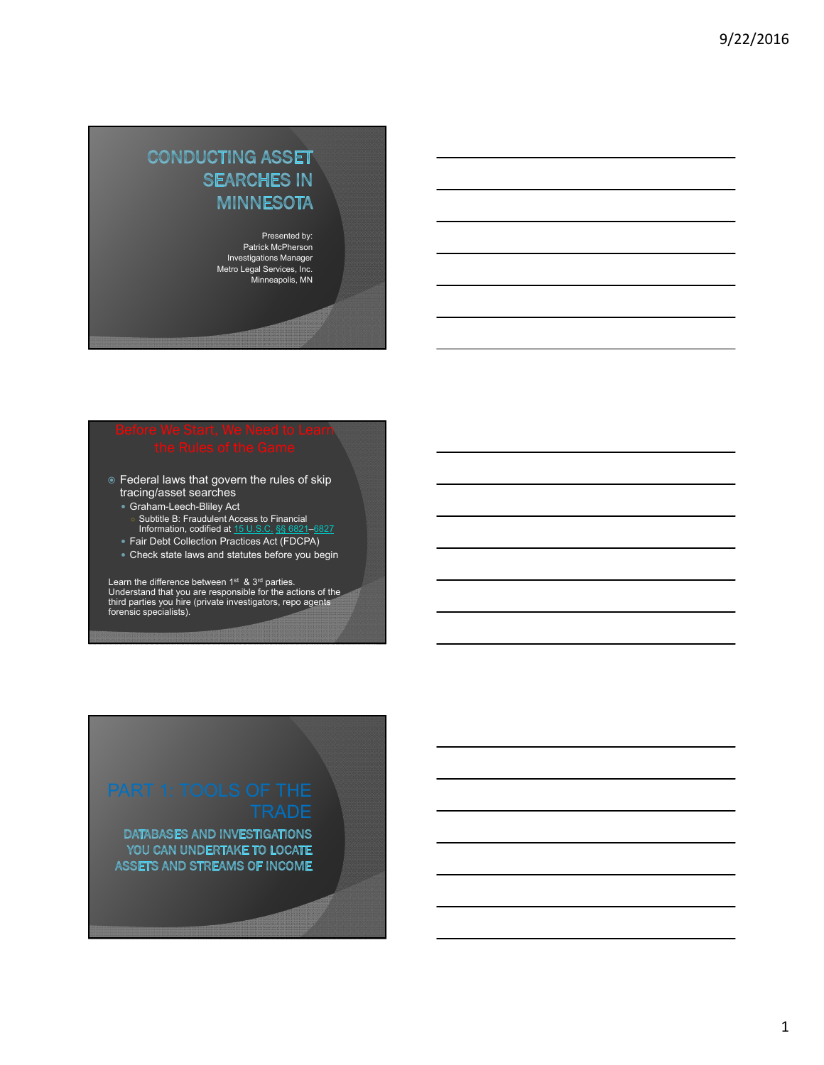# CONDUCTING ASSET SEARCHES IN MINNESOTA

Presented by:
Patrick McPherson
Investigations Manager
Metro Legal Services, Inc.
Minneapolis, MN

## Before We Start, We Need to Learn the Rules of the Game

- Federal laws that govern the rules of skip tracing/asset searches
  - Graham-Leech-Bliley Act
    - Subtitle B: Fraudulent Access to Financial Information, codified at 15 U.S.C. §§ 6821–6827
  - Fair Debt Collection Practices Act (FDCPA)
  - Check state laws and statutes before you begin

Learn the difference between 1st & 3rd parties.
Understand that you are responsible for the actions of the third parties you hire (private investigators, repo agents forensic specialists).

## PART 1: TOOLS OF THE TRADE

### DATABASES AND INVESTIGATIONS YOU CAN UNDERTAKE TO LOCATE ASSETS AND STREAMS OF INCOME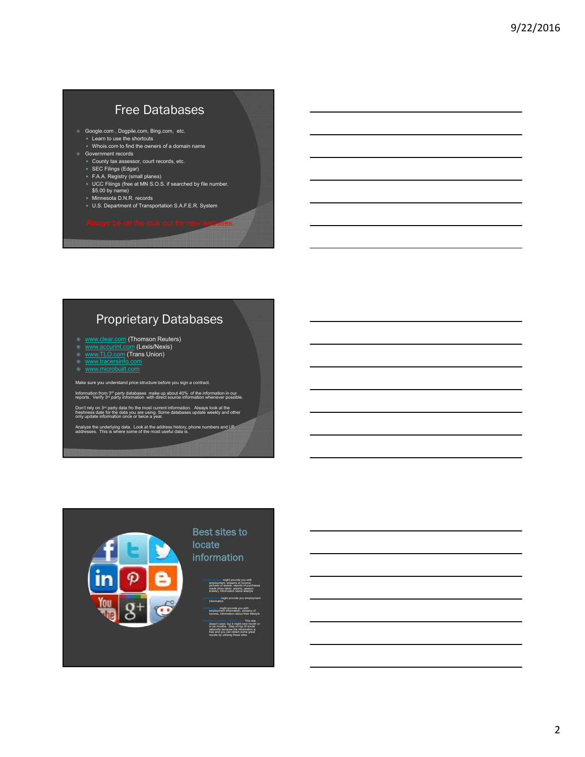## Free Databases

- Google.com , Dogpile.com, Bing.com, etc.
  - Learn to use the shortcuts
  - Whois.com to find the owners of a domain name
- Government records
  - County tax assessor, court records, etc.
  - SEC Filings (Edgar)
  - F.A.A. Registry (small planes)
  - UCC Filings (free at MN S.O.S. if searched by file number. $5.00 by name)
  - Minnesota D.N.R. records
  - U.S. Department of Transportation S.A.F.E.R. System

Always be on the look out for new websites.

## Proprietary Databases

- www.clear.com (Thomson Reuters)
- www.accurint.com (Lexis/Nexis)
- www.TLO.com (Trans Union)
- www.tracersinfo.com
- www.microbuilt.com

Make sure you understand price structure before you sign a contract.

Information from 3rd party databases make up about 40% of the information in our reports. Verify 3rd party information with direct source information whenever possible.

Don't rely on 3rd party data fro the most current information. Always look at the freshness date for the data you are using. Some databases update weekly and other only update information once or twice a year.

Analyze the underlying data. Look at the address history, phone numbers and I.P. addresses. This is where some of the most useful data is.

## Best sites to locate information

Facebook.com might provide you with employment, streams of income, pictures of assets, reports of purchases made (trips taken, jewelry, season tickets), information about lifestyle

LinkedIn.com might provide you employment information

Twitter.com might provide you with employment information, streams of income, information about their lifestyle

TheNextGreatSocialSite.com This site doesn't exist, but it might next month or in six months. Stay on top of social networks because the information is free and you can obtain some great results by utilizing these sites.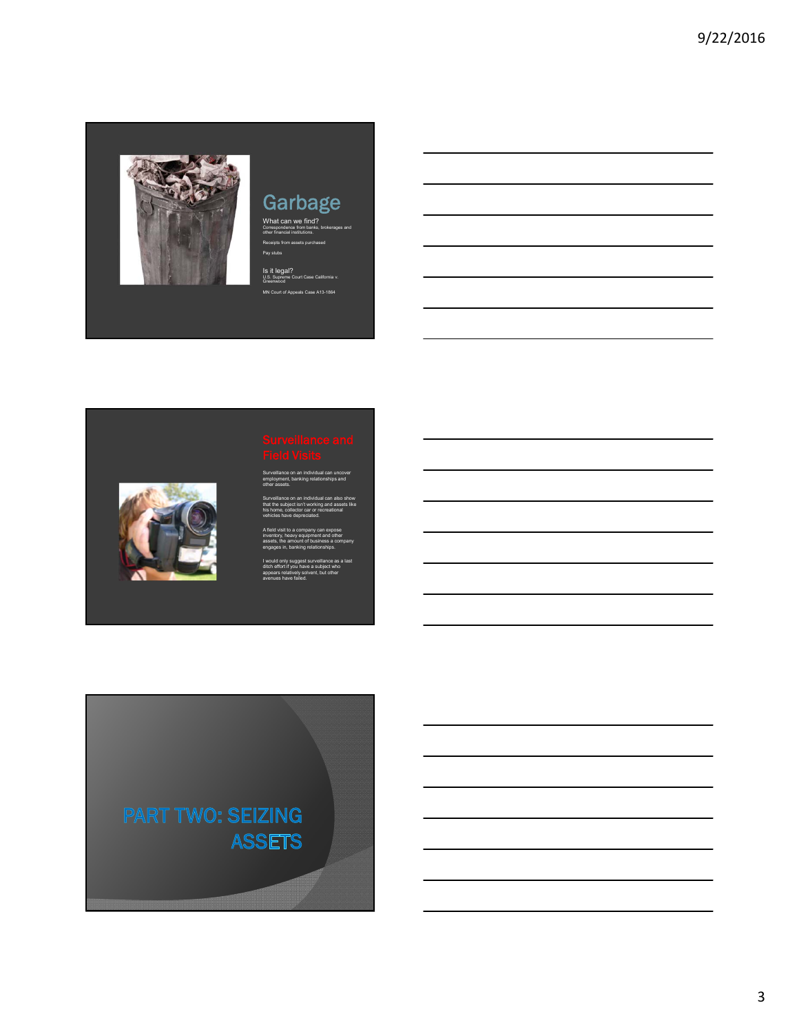## Garbage

What can we find?

Correspondence from banks, brokerages and other financial institutions.

Receipts from assets purchased

Pay stubs

Is it legal?

U.S. Supreme Court Case California v. Greenwood

MN Court of Appeals Case A13-1864

## Surveillance and Field Visits

Surveillance on an individual can uncover employment, banking relationships and other assets.

Surveillance on an individual can also show that the subject isn't working and assets like his home, collector car or recreational vehicles have depreciated.

A field visit to a company can expose inventory, heavy equipment and other assets, the amount of business a company engages in, banking relationships.

I would only suggest surveillance as a last ditch effort if you have a subject who appears relatively solvent, but other avenues have failed.

# PART TWO: SEIZING ASSETS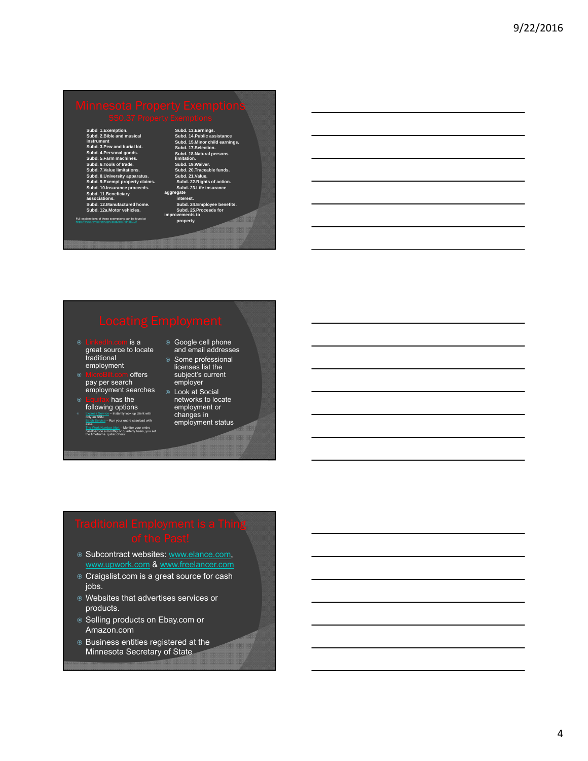## Minnesota Property Exemptions

### 550.37 Property Exemptions

- Subd 1.Exemption.
- Subd. 2.Bible and musical instrument
- Subd. 3.Pew and burial lot.
- Subd. 4.Personal goods.
- Subd. 5.Farm machines.
- Subd. 6.Tools of trade.
- Subd. 7.Value limitations.
- Subd. 8.University apparatus.
- Subd. 9.Exempt property claims.
- Subd. 10.Insurance proceeds.
- Subd. 11.Beneficiary associations.
- Subd. 12.Manufactured home.
- Subd. 12a.Motor vehicles.
- Subd. 13.Earnings.
- Subd. 14.Public assistance
- Subd. 15.Minor child earnings.
- Subd. 17.Selection.
- Subd. 18.Natural persons limitation.
- Subd. 19.Waiver.
- Subd. 20.Traceable funds.
- Subd. 21.Value.
- Subd. 22.Rights of action.
- Subd. 23.Life insurance aggregate interest.
- Subd. 24.Employee benefits.
- Subd. 25.Proceeds for improvements to property.

Full explanations of these exemptions can be found at https://www.revisor.mn.gov/statutes/?id=550.37

## Locating Employment

- LinkedIn.com is a great source to locate traditional employment
- MicroBilt.com offers pay per search employment searches
- Equifax has the following options
  - Express Service – Instantly look up client with only an SSN.
  - Batch Service – Run your entire caseload with ease.
  - The Work Number Alert – Monitor your entire caseload on a monthly or quarterly basis, you set the timeframe. quifax offers.
- Google cell phone and email addresses
- Some professional licenses list the subject's current employer
- Look at Social networks to locate employment or changes in employment status

## Traditional Employment is a Thing of the Past!

- Subcontract websites: www.elance.com, www.upwork.com & www.freelancer.com
- Craigslist.com is a great source for cash jobs.
- Websites that advertises services or products.
- Selling products on Ebay.com or Amazon.com
- Business entities registered at the Minnesota Secretary of State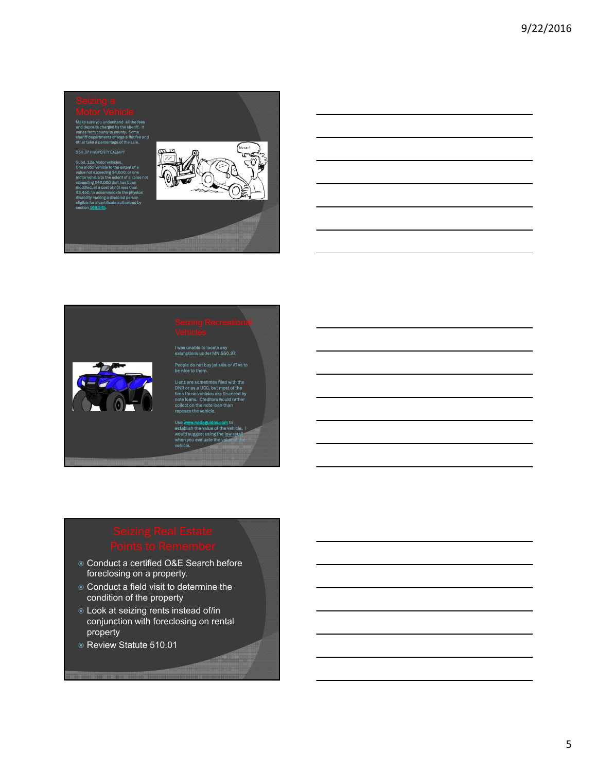## Seizing a Motor Vehicle

Make sure you understand all the fees and deposits charged by the sheriff. It varies from county to county. Some sheriff departments charge a flat fee and other take a percentage of the sale.

550.37 PROPERTY EXEMPT

Subd. 12a.Motor vehicles.
One motor vehicle to the extent of a value not exceeding $4,600; or one motor vehicle to the extent of a value not exceeding $46,000 that has been modified, at a cost of not less than $3,450, to accommodate the physical disability making a disabled person eligible for a certificate authorized by section 169.345.

## Seizing Recreational Vehicles

I was unable to locate any exemptions under MN 550.37.

People do not buy jet skis or ATVs to be nice to them.

Liens are sometimes filed with the DNR or as a UCC, but most of the time these vehicles are financed by note loans. Creditors would rather collect on the note loan than reposes the vehicle.

Use www.nadaguides.com to establish the value of the vehicle. I would suggest using the low retail when you evaluate the value of the vehicle.

## Seizing Real Estate Points to Remember

- Conduct a certified O&E Search before foreclosing on a property.
- Conduct a field visit to determine the condition of the property
- Look at seizing rents instead of/in conjunction with foreclosing on rental property
- Review Statute 510.01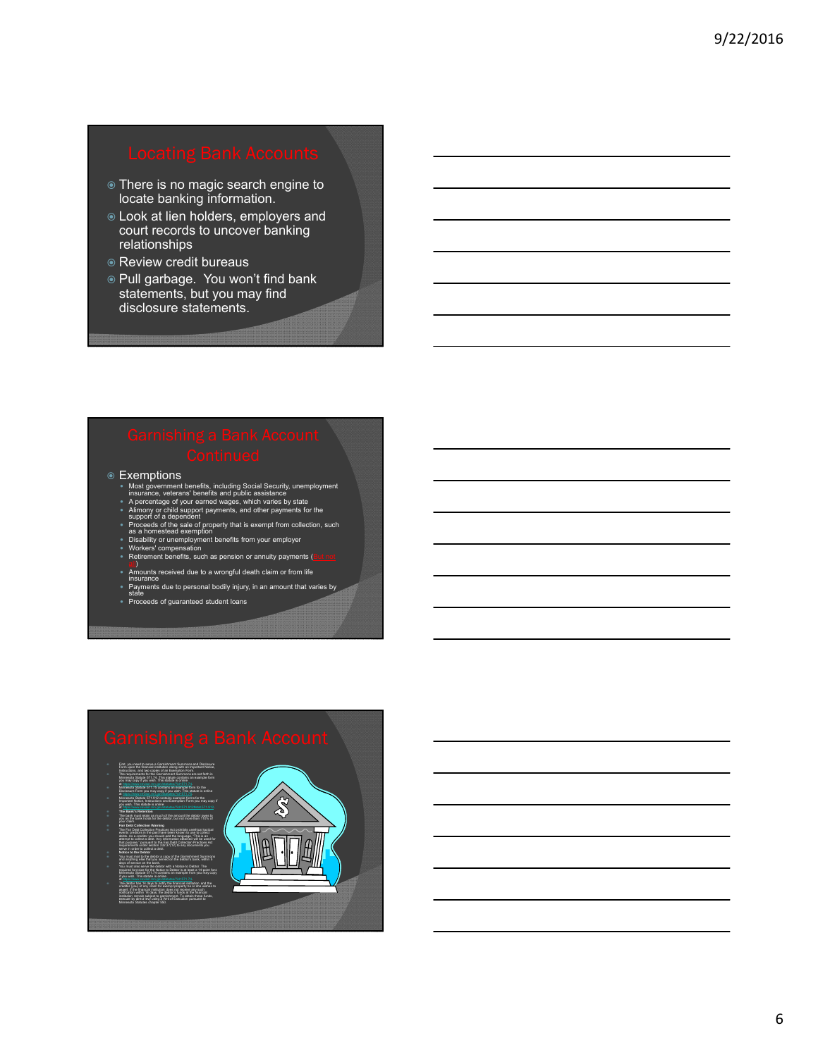## Locating Bank Accounts

- There is no magic search engine to locate banking information.
- Look at lien holders, employers and court records to uncover banking relationships
- Review credit bureaus
- Pull garbage. You won't find bank statements, but you may find disclosure statements.

## Garnishing a Bank Account Continued

- Exemptions
  - Most government benefits, including Social Security, unemployment insurance, veterans' benefits and public assistance
  - A percentage of your earned wages, which varies by state
  - Alimony or child support payments, and other payments for the support of a dependent
  - Proceeds of the sale of property that is exempt from collection, such as a homestead exemption
  - Disability or unemployment benefits from your employer
  - Workers' compensation
  - Retirement benefits, such as pension or annuity payments (but not all)
  - Amounts received due to a wrongful death claim or from life insurance
  - Payments due to personal bodily injury, in an amount that varies by state
  - Proceeds of guaranteed student loans

## Garnishing a Bank Account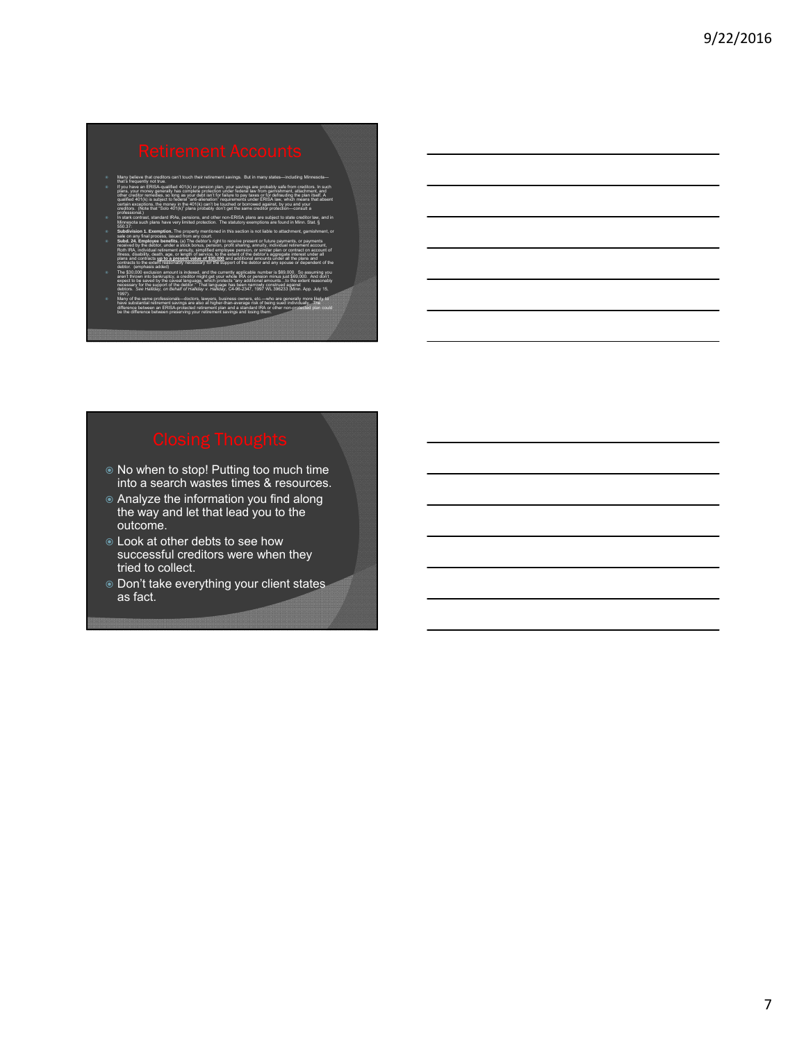## Retirement Accounts

- Many believe that creditors can't touch their retirement savings. But in many states—including Minnesota—that's frequently not true.
- If you have an ERISA-qualified 401(k) or pension plan, your savings are probably safe from creditors. In such plans, your money generally has complete protection under federal law from garnishment, attachment, and other creditor remedies, so long as your debt isn't for failure to pay taxes or for defrauding the plan itself. A qualified 401(k) is subject to federal "anti-alienation" requirements under ERISA law, which means that absent certain exceptions, the money in the 401(k) can't be touched or borrowed against, by you and your creditors. (Note that "Solo 401(k)" plans probably don't get the same creditor protection—consult a professional.)
- In stark contrast, standard IRAs, pensions, and other non-ERISA plans are subject to state creditor law, and in Minnesota such plans have very limited protection. The statutory exemptions are found in Minn. Stat. § 550.37:
- **Subdivision 1. Exemption.** The property mentioned in this section is not liable to attachment, garnishment, or sale on any final process, issued from any court.
- **Subd. 24. Employee benefits.** (a) The debtor's right to receive present or future payments, or payments received by the debtor, under a stock bonus, pension, profit sharing, annuity, individual retirement account, Roth IRA, individual retirement annuity, simplified employee pension, or similar plan or contract on account of illness, disability, death, age, or length of service, to the extent of the debtor's aggregate interest under all plans and contracts **up to a present value of $30,000** and additional amounts under all the plans and contracts to the extent reasonably necessary for the support of the debtor and any spouse or dependent of the debtor. (emphasis added)
- The $30,000 exclusion amount is indexed, and the currently applicable number is $69,000. So assuming you aren't thrown into bankruptcy, a creditor might get your whole IRA or pension minus just $69,000. And don't expect to be saved by the caveat language, which protects "any additional amounts…to the extent reasonably necessary for the support of the debtor." That language has been narrowly construed against debtors. See *Halliday, on Behalf of Halliday v. Halliday*, C4-96-2347, 1997 WL 396233 (Minn. App. July 15, 1997).
- Many of the same professionals—doctors, lawyers, business owners, etc.—who are generally more likely to have substantial retirement savings are also at higher-than-average risk of being sued individually. The difference between an ERISA-protected retirement plan and a standard IRA or other non-protected plan could be the difference between preserving your retirement savings and losing them.

## Closing Thoughts

- No when to stop! Putting too much time into a search wastes times & resources.
- Analyze the information you find along the way and let that lead you to the outcome.
- Look at other debts to see how successful creditors were when they tried to collect.
- Don't take everything your client states as fact.